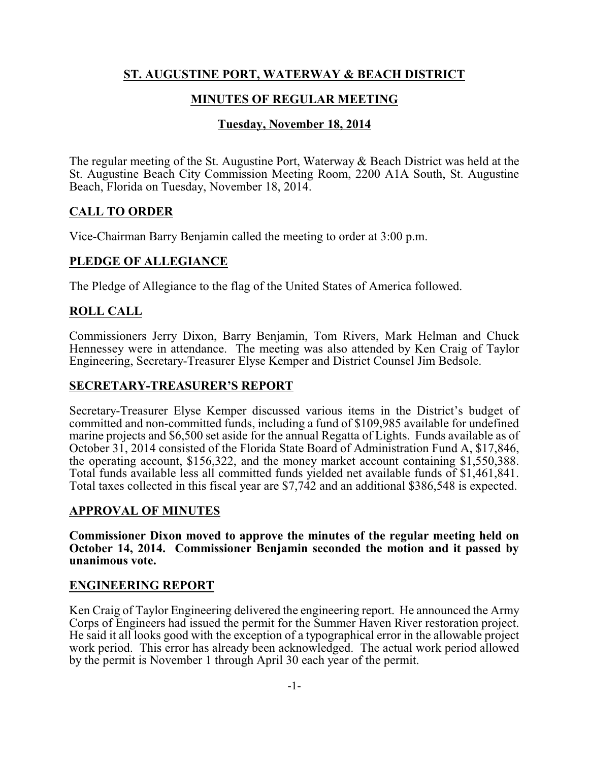# ST. AUGUSTINE PORT, WATERWAY & BEACH DISTRICT

## MINUTES OF REGULAR MEETING

### Tuesday, November 18, 2014

The regular meeting of the St. Augustine Port, Waterway & Beach District was held at the St. Augustine Beach City Commission Meeting Room, 2200 A1A South, St. Augustine Beach, Florida on Tuesday, November 18, 2014.

## CALL TO ORDER

Vice-Chairman Barry Benjamin called the meeting to order at 3:00 p.m.

## PLEDGE OF ALLEGIANCE

The Pledge of Allegiance to the flag of the United States of America followed.

## ROLL CALL

Commissioners Jerry Dixon, Barry Benjamin, Tom Rivers, Mark Helman and Chuck Hennessey were in attendance. The meeting was also attended by Ken Craig of Taylor Engineering, Secretary-Treasurer Elyse Kemper and District Counsel Jim Bedsole.

## SECRETARY-TREASURER'S REPORT

Secretary-Treasurer Elyse Kemper discussed various items in the District's budget of committed and non-committed funds, including a fund of $109,985 available for undefined marine projects and $6,500 set aside for the annual Regatta of Lights. Funds available as of October 31, 2014 consisted of the Florida State Board of Administration Fund A, $17,846, the operating account, $156,322, and the money market account containing $1,550,388. Total funds available less all committed funds yielded net available funds of $1,461,841. Total taxes collected in this fiscal year are $7,742 and an additional $386,548 is expected.

## APPROVAL OF MINUTES

**Commissioner Dixon moved to approve the minutes of the regular meeting held on October 14, 2014. Commissioner Benjamin seconded the motion and it passed by unanimous vote.**

## ENGINEERING REPORT

Ken Craig of Taylor Engineering delivered the engineering report. He announced the Army Corps of Engineers had issued the permit for the Summer Haven River restoration project. He said it all looks good with the exception of a typographical error in the allowable project work period. This error has already been acknowledged. The actual work period allowed by the permit is November 1 through April 30 each year of the permit.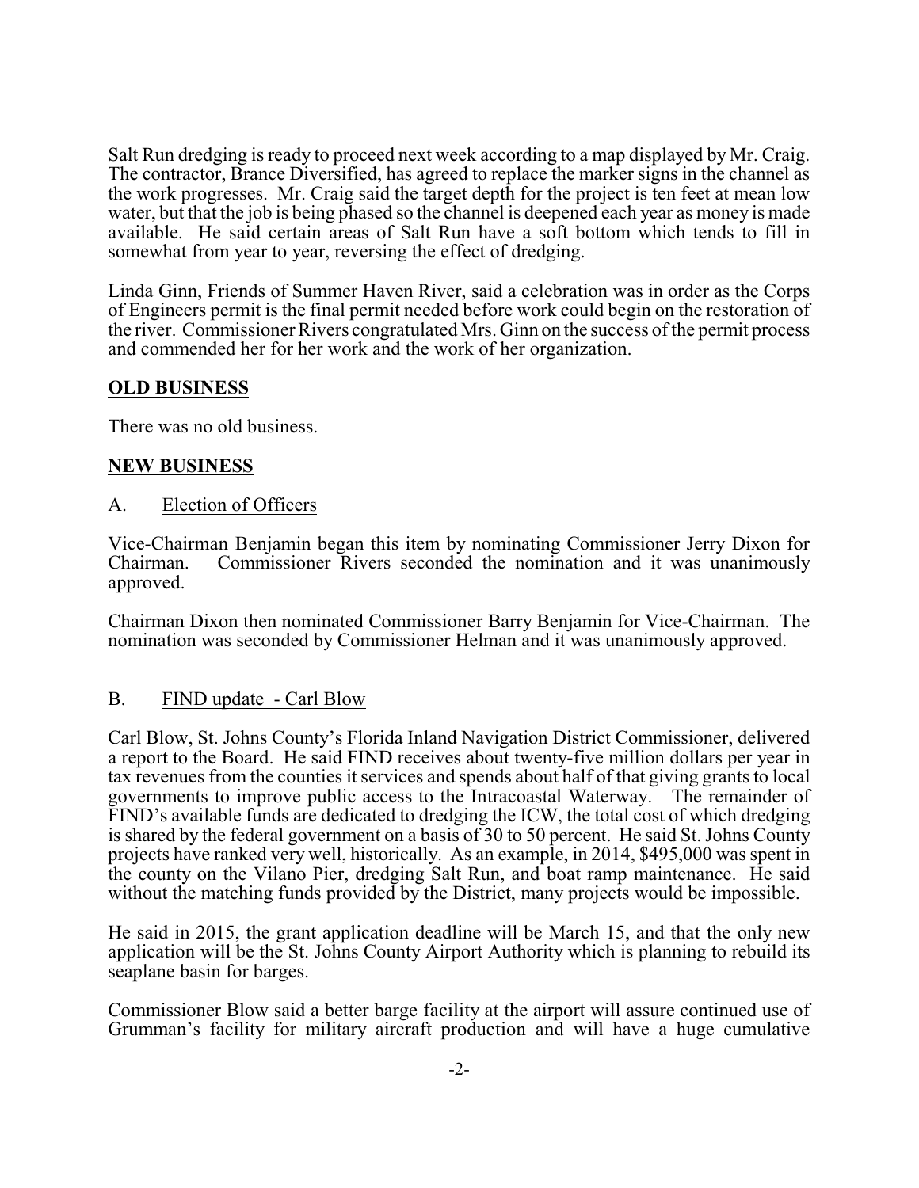Salt Run dredging is ready to proceed next week according to a map displayed by Mr. Craig. The contractor, Brance Diversified, has agreed to replace the marker signs in the channel as the work progresses. Mr. Craig said the target depth for the project is ten feet at mean low water, but that the job is being phased so the channel is deepened each year as money is made available. He said certain areas of Salt Run have a soft bottom which tends to fill in somewhat from year to year, reversing the effect of dredging.

Linda Ginn, Friends of Summer Haven River, said a celebration was in order as the Corps of Engineers permit is the final permit needed before work could begin on the restoration of the river. Commissioner Rivers congratulated Mrs. Ginn on the success of the permit process and commended her for her work and the work of her organization.

**OLD BUSINESS**

There was no old business.

**NEW BUSINESS**

A. Election of Officers

Vice-Chairman Benjamin began this item by nominating Commissioner Jerry Dixon for Chairman. Commissioner Rivers seconded the nomination and it was unanimously approved.

Chairman Dixon then nominated Commissioner Barry Benjamin for Vice-Chairman. The nomination was seconded by Commissioner Helman and it was unanimously approved.

B. FIND update - Carl Blow

Carl Blow, St. Johns County's Florida Inland Navigation District Commissioner, delivered a report to the Board. He said FIND receives about twenty-five million dollars per year in tax revenues from the counties it services and spends about half of that giving grants to local governments to improve public access to the Intracoastal Waterway. The remainder of FIND's available funds are dedicated to dredging the ICW, the total cost of which dredging is shared by the federal government on a basis of 30 to 50 percent. He said St. Johns County projects have ranked very well, historically. As an example, in 2014, $495,000 was spent in the county on the Vilano Pier, dredging Salt Run, and boat ramp maintenance. He said without the matching funds provided by the District, many projects would be impossible.

He said in 2015, the grant application deadline will be March 15, and that the only new application will be the St. Johns County Airport Authority which is planning to rebuild its seaplane basin for barges.

Commissioner Blow said a better barge facility at the airport will assure continued use of Grumman's facility for military aircraft production and will have a huge cumulative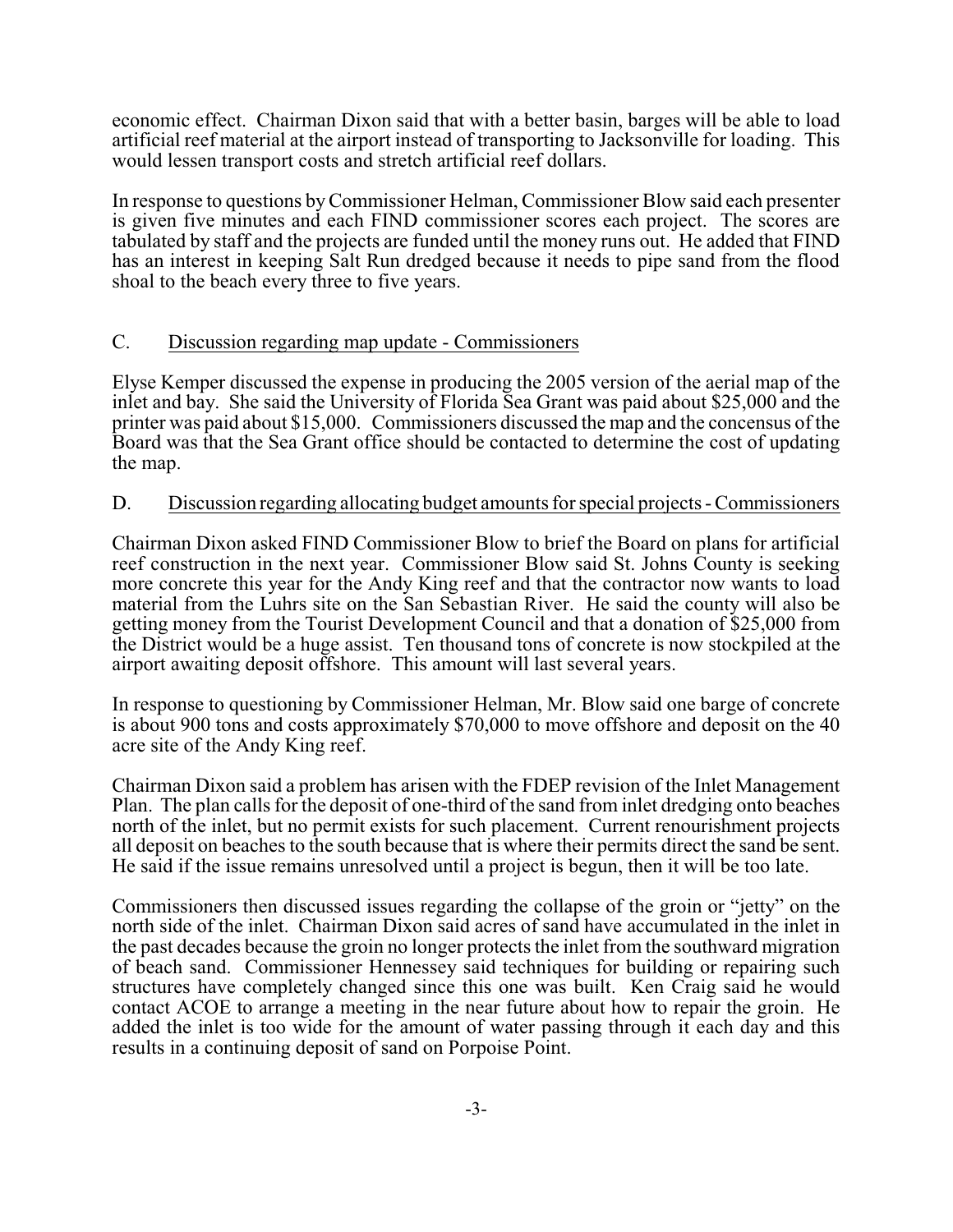economic effect. Chairman Dixon said that with a better basin, barges will be able to load artificial reef material at the airport instead of transporting to Jacksonville for loading. This would lessen transport costs and stretch artificial reef dollars.

In response to questions by Commissioner Helman, Commissioner Blow said each presenter is given five minutes and each FIND commissioner scores each project. The scores are tabulated by staff and the projects are funded until the money runs out. He added that FIND has an interest in keeping Salt Run dredged because it needs to pipe sand from the flood shoal to the beach every three to five years.

C. Discussion regarding map update - Commissioners

Elyse Kemper discussed the expense in producing the 2005 version of the aerial map of the inlet and bay. She said the University of Florida Sea Grant was paid about $25,000 and the printer was paid about $15,000. Commissioners discussed the map and the concensus of the Board was that the Sea Grant office should be contacted to determine the cost of updating the map.

D. Discussion regarding allocating budget amounts for special projects - Commissioners

Chairman Dixon asked FIND Commissioner Blow to brief the Board on plans for artificial reef construction in the next year. Commissioner Blow said St. Johns County is seeking more concrete this year for the Andy King reef and that the contractor now wants to load material from the Luhrs site on the San Sebastian River. He said the county will also be getting money from the Tourist Development Council and that a donation of $25,000 from the District would be a huge assist. Ten thousand tons of concrete is now stockpiled at the airport awaiting deposit offshore. This amount will last several years.

In response to questioning by Commissioner Helman, Mr. Blow said one barge of concrete is about 900 tons and costs approximately $70,000 to move offshore and deposit on the 40 acre site of the Andy King reef.

Chairman Dixon said a problem has arisen with the FDEP revision of the Inlet Management Plan. The plan calls for the deposit of one-third of the sand from inlet dredging onto beaches north of the inlet, but no permit exists for such placement. Current renourishment projects all deposit on beaches to the south because that is where their permits direct the sand be sent. He said if the issue remains unresolved until a project is begun, then it will be too late.

Commissioners then discussed issues regarding the collapse of the groin or "jetty" on the north side of the inlet. Chairman Dixon said acres of sand have accumulated in the inlet in the past decades because the groin no longer protects the inlet from the southward migration of beach sand. Commissioner Hennessey said techniques for building or repairing such structures have completely changed since this one was built. Ken Craig said he would contact ACOE to arrange a meeting in the near future about how to repair the groin. He added the inlet is too wide for the amount of water passing through it each day and this results in a continuing deposit of sand on Porpoise Point.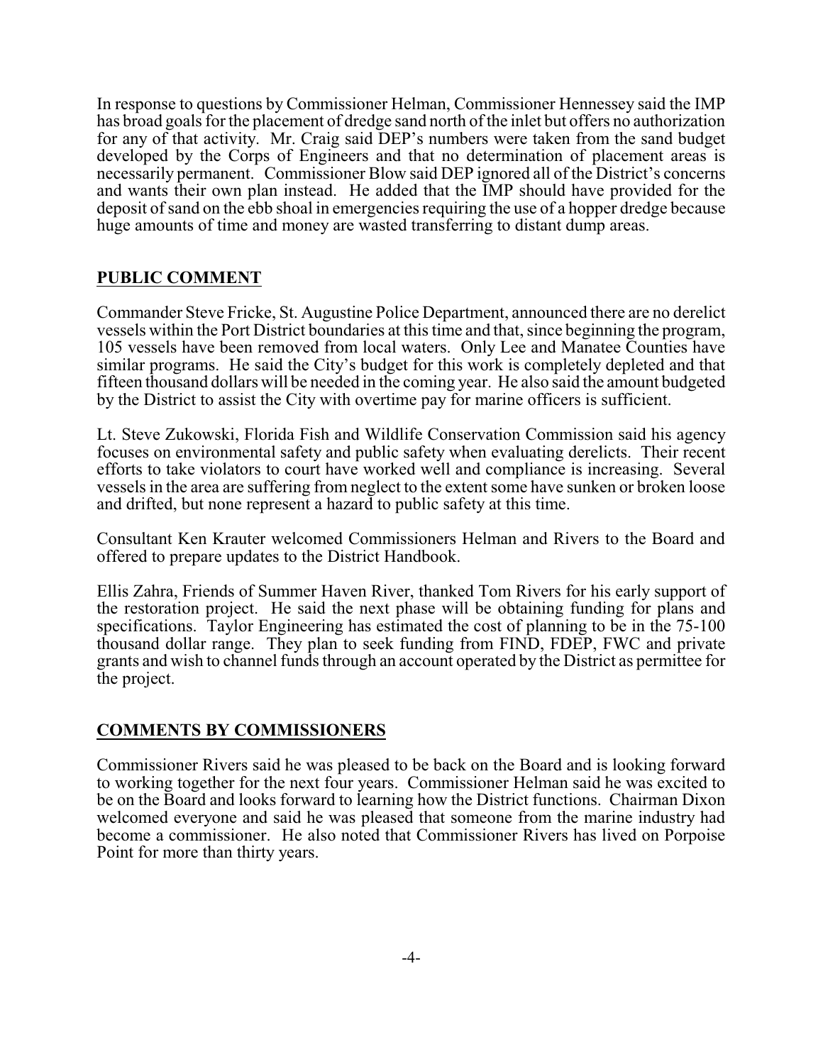In response to questions by Commissioner Helman, Commissioner Hennessey said the IMP has broad goals for the placement of dredge sand north of the inlet but offers no authorization for any of that activity. Mr. Craig said DEP's numbers were taken from the sand budget developed by the Corps of Engineers and that no determination of placement areas is necessarily permanent. Commissioner Blow said DEP ignored all of the District's concerns and wants their own plan instead. He added that the IMP should have provided for the deposit of sand on the ebb shoal in emergencies requiring the use of a hopper dredge because huge amounts of time and money are wasted transferring to distant dump areas.

## PUBLIC COMMENT

Commander Steve Fricke, St. Augustine Police Department, announced there are no derelict vessels within the Port District boundaries at this time and that, since beginning the program, 105 vessels have been removed from local waters. Only Lee and Manatee Counties have similar programs. He said the City's budget for this work is completely depleted and that fifteen thousand dollars will be needed in the coming year. He also said the amount budgeted by the District to assist the City with overtime pay for marine officers is sufficient.

Lt. Steve Zukowski, Florida Fish and Wildlife Conservation Commission said his agency focuses on environmental safety and public safety when evaluating derelicts. Their recent efforts to take violators to court have worked well and compliance is increasing. Several vessels in the area are suffering from neglect to the extent some have sunken or broken loose and drifted, but none represent a hazard to public safety at this time.

Consultant Ken Krauter welcomed Commissioners Helman and Rivers to the Board and offered to prepare updates to the District Handbook.

Ellis Zahra, Friends of Summer Haven River, thanked Tom Rivers for his early support of the restoration project. He said the next phase will be obtaining funding for plans and specifications. Taylor Engineering has estimated the cost of planning to be in the 75-100 thousand dollar range. They plan to seek funding from FIND, FDEP, FWC and private grants and wish to channel funds through an account operated by the District as permittee for the project.

## COMMENTS BY COMMISSIONERS

Commissioner Rivers said he was pleased to be back on the Board and is looking forward to working together for the next four years. Commissioner Helman said he was excited to be on the Board and looks forward to learning how the District functions. Chairman Dixon welcomed everyone and said he was pleased that someone from the marine industry had become a commissioner. He also noted that Commissioner Rivers has lived on Porpoise Point for more than thirty years.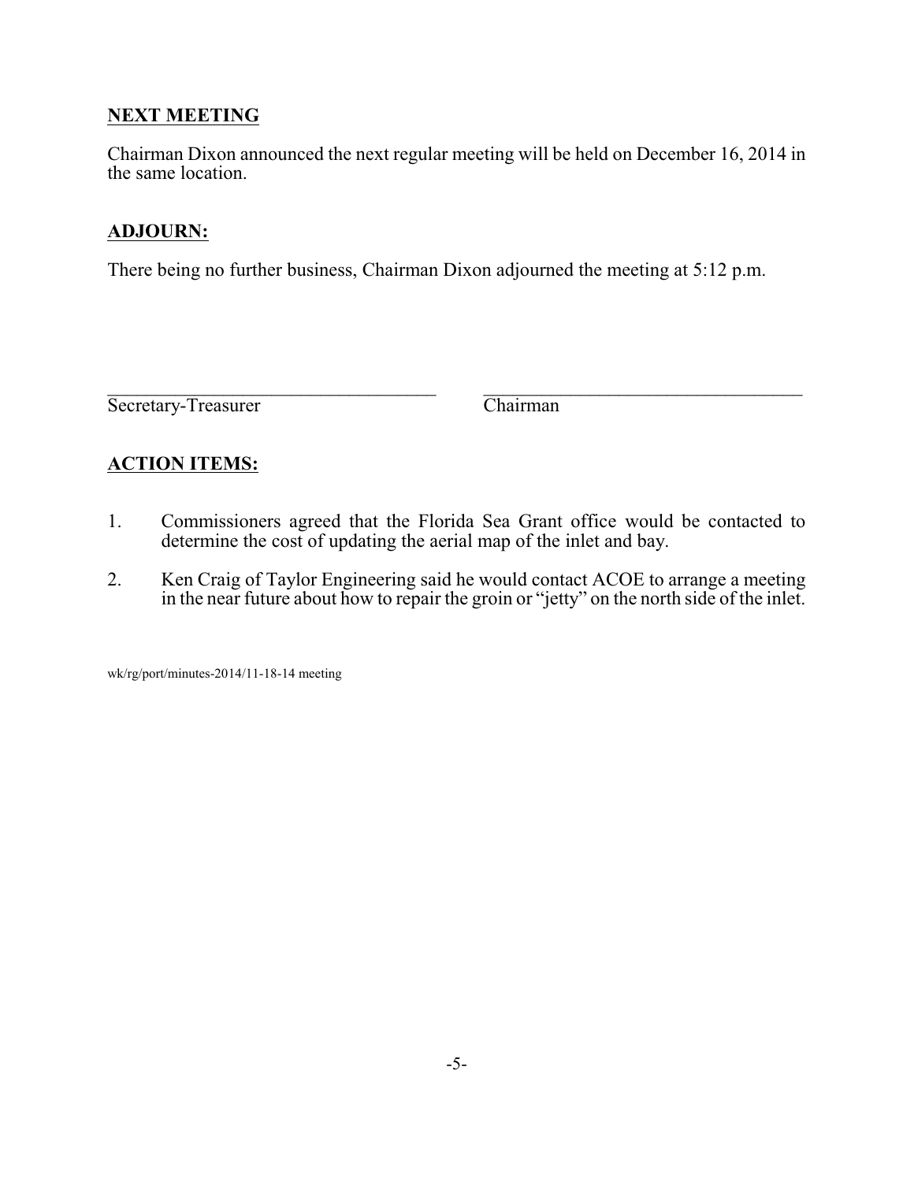**NEXT MEETING**

Chairman Dixon announced the next regular meeting will be held on December 16, 2014 in the same location.

**ADJOURN:**

There being no further business, Chairman Dixon adjourned the meeting at 5:12 p.m.

\_\_\_\_\_\_\_\_\_\_\_\_\_\_\_\_\_\_\_\_\_\_\_\_\_\_\_\_\_\_\_\_\_\_\_ \_\_\_\_\_\_\_\_\_\_\_\_\_\_\_\_\_\_\_\_\_\_\_\_\_\_\_\_\_\_\_\_\_\_\_

Secretary-Treasurer Chairman

**ACTION ITEMS:**

1. Commissioners agreed that the Florida Sea Grant office would be contacted to determine the cost of updating the aerial map of the inlet and bay.

2. Ken Craig of Taylor Engineering said he would contact ACOE to arrange a meeting in the near future about how to repair the groin or "jetty" on the north side of the inlet.

wk/rg/port/minutes-2014/11-18-14 meeting